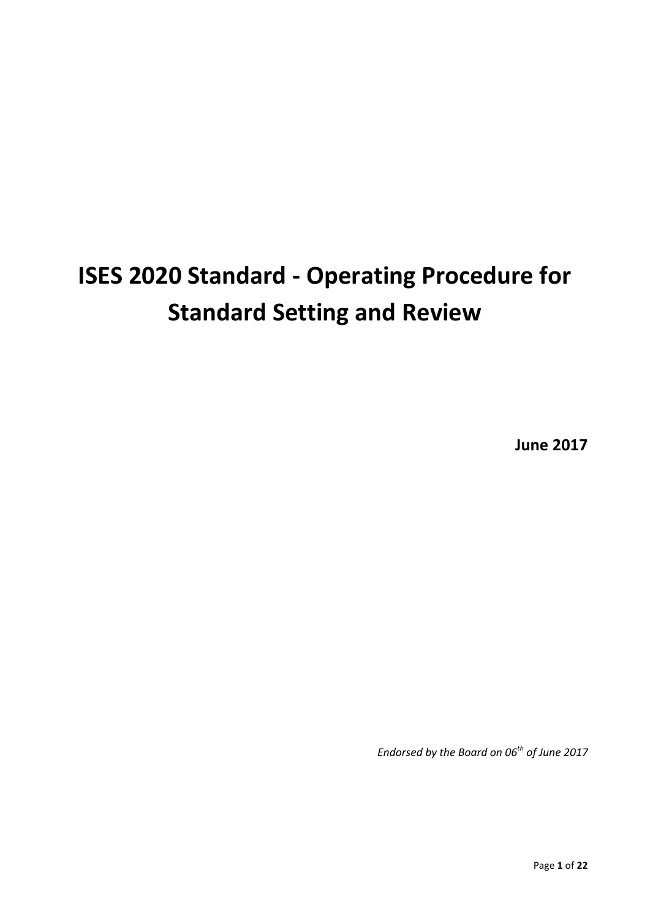# ISES 2020 Standard - Operating Procedure for Standard Setting and Review

**June 2017**

*Endorsed by the Board on 06th of June 2017*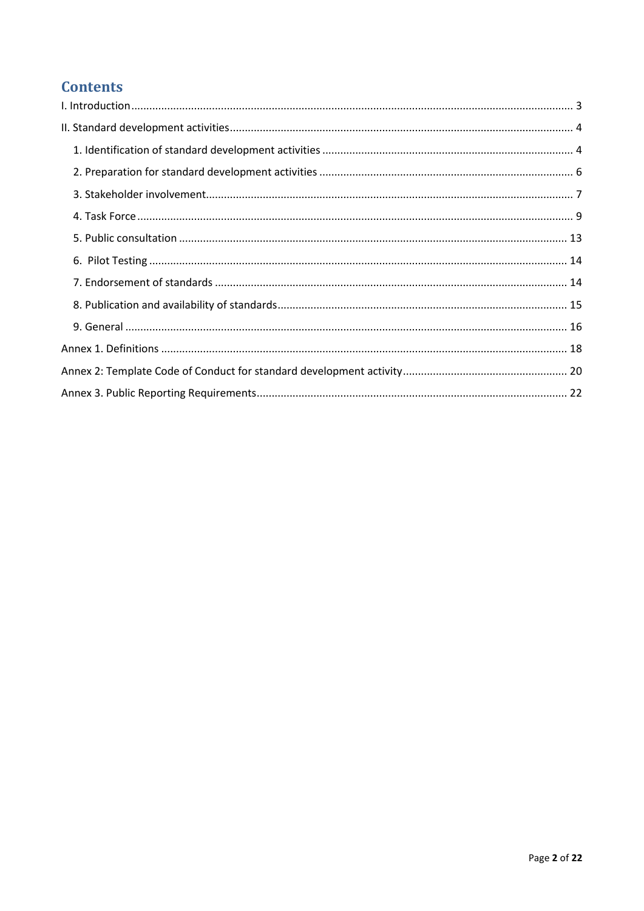# Contents

I. Introduction ... 3

II. Standard development activities ... 4

- 1. Identification of standard development activities ... 4
- 2. Preparation for standard development activities ... 6
- 3. Stakeholder involvement ... 7
- 4. Task Force ... 9
- 5. Public consultation ... 13
- 6. Pilot Testing ... 14
- 7. Endorsement of standards ... 14
- 8. Publication and availability of standards ... 15
- 9. General ... 16

Annex 1. Definitions ... 18

Annex 2: Template Code of Conduct for standard development activity ... 20

Annex 3. Public Reporting Requirements ... 22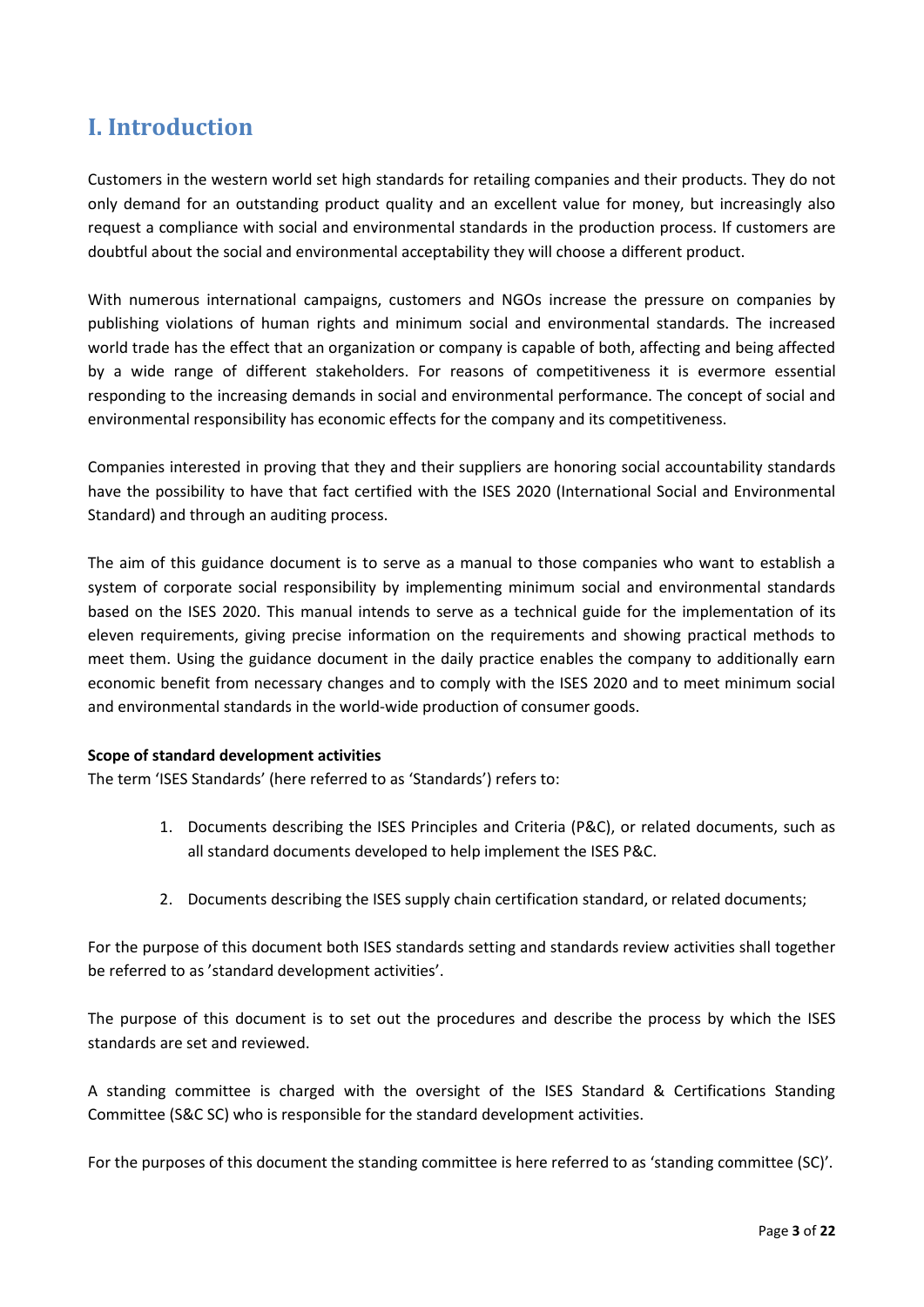# I. Introduction

Customers in the western world set high standards for retailing companies and their products. They do not only demand for an outstanding product quality and an excellent value for money, but increasingly also request a compliance with social and environmental standards in the production process. If customers are doubtful about the social and environmental acceptability they will choose a different product.

With numerous international campaigns, customers and NGOs increase the pressure on companies by publishing violations of human rights and minimum social and environmental standards. The increased world trade has the effect that an organization or company is capable of both, affecting and being affected by a wide range of different stakeholders. For reasons of competitiveness it is evermore essential responding to the increasing demands in social and environmental performance. The concept of social and environmental responsibility has economic effects for the company and its competitiveness.

Companies interested in proving that they and their suppliers are honoring social accountability standards have the possibility to have that fact certified with the ISES 2020 (International Social and Environmental Standard) and through an auditing process.

The aim of this guidance document is to serve as a manual to those companies who want to establish a system of corporate social responsibility by implementing minimum social and environmental standards based on the ISES 2020. This manual intends to serve as a technical guide for the implementation of its eleven requirements, giving precise information on the requirements and showing practical methods to meet them. Using the guidance document in the daily practice enables the company to additionally earn economic benefit from necessary changes and to comply with the ISES 2020 and to meet minimum social and environmental standards in the world-wide production of consumer goods.

**Scope of standard development activities**
The term 'ISES Standards' (here referred to as 'Standards') refers to:

1. Documents describing the ISES Principles and Criteria (P&C), or related documents, such as all standard documents developed to help implement the ISES P&C.
2. Documents describing the ISES supply chain certification standard, or related documents;

For the purpose of this document both ISES standards setting and standards review activities shall together be referred to as 'standard development activities'.

The purpose of this document is to set out the procedures and describe the process by which the ISES standards are set and reviewed.

A standing committee is charged with the oversight of the ISES Standard & Certifications Standing Committee (S&C SC) who is responsible for the standard development activities.

For the purposes of this document the standing committee is here referred to as 'standing committee (SC)'.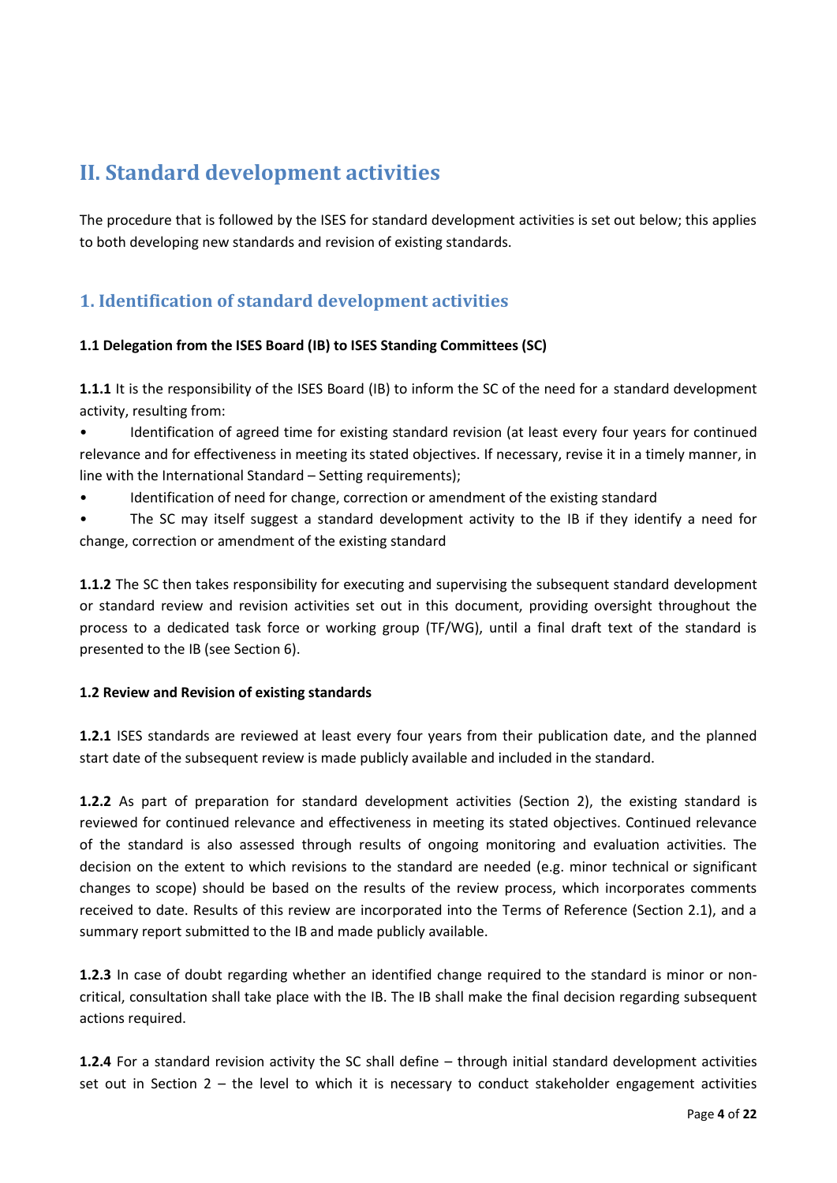# II. Standard development activities

The procedure that is followed by the ISES for standard development activities is set out below; this applies to both developing new standards and revision of existing standards.

## 1. Identification of standard development activities

### 1.1 Delegation from the ISES Board (IB) to ISES Standing Committees (SC)

**1.1.1** It is the responsibility of the ISES Board (IB) to inform the SC of the need for a standard development activity, resulting from:

- Identification of agreed time for existing standard revision (at least every four years for continued relevance and for effectiveness in meeting its stated objectives. If necessary, revise it in a timely manner, in line with the International Standard – Setting requirements);
- Identification of need for change, correction or amendment of the existing standard
- The SC may itself suggest a standard development activity to the IB if they identify a need for change, correction or amendment of the existing standard

**1.1.2** The SC then takes responsibility for executing and supervising the subsequent standard development or standard review and revision activities set out in this document, providing oversight throughout the process to a dedicated task force or working group (TF/WG), until a final draft text of the standard is presented to the IB (see Section 6).

### 1.2 Review and Revision of existing standards

**1.2.1** ISES standards are reviewed at least every four years from their publication date, and the planned start date of the subsequent review is made publicly available and included in the standard.

**1.2.2** As part of preparation for standard development activities (Section 2), the existing standard is reviewed for continued relevance and effectiveness in meeting its stated objectives. Continued relevance of the standard is also assessed through results of ongoing monitoring and evaluation activities. The decision on the extent to which revisions to the standard are needed (e.g. minor technical or significant changes to scope) should be based on the results of the review process, which incorporates comments received to date. Results of this review are incorporated into the Terms of Reference (Section 2.1), and a summary report submitted to the IB and made publicly available.

**1.2.3** In case of doubt regarding whether an identified change required to the standard is minor or non-critical, consultation shall take place with the IB. The IB shall make the final decision regarding subsequent actions required.

**1.2.4** For a standard revision activity the SC shall define – through initial standard development activities set out in Section 2 – the level to which it is necessary to conduct stakeholder engagement activities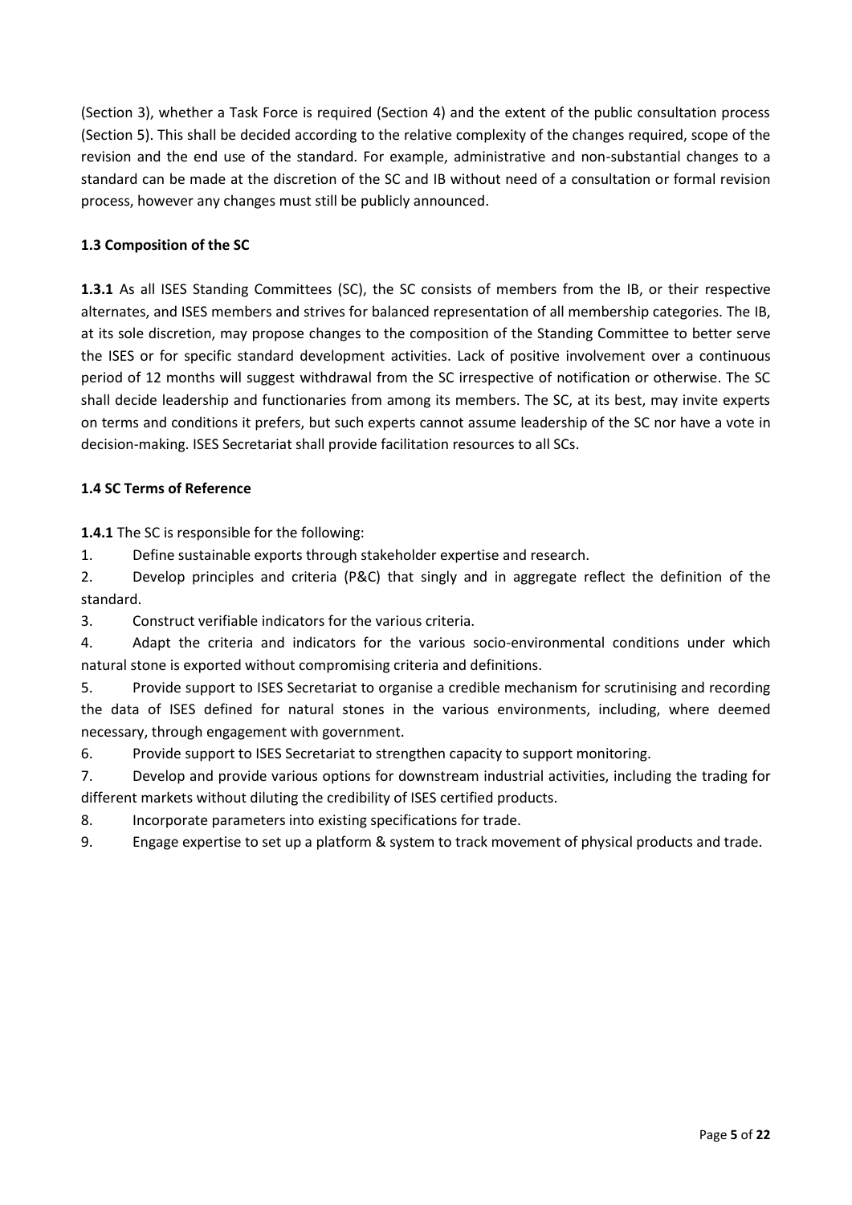(Section 3), whether a Task Force is required (Section 4) and the extent of the public consultation process (Section 5). This shall be decided according to the relative complexity of the changes required, scope of the revision and the end use of the standard. For example, administrative and non-substantial changes to a standard can be made at the discretion of the SC and IB without need of a consultation or formal revision process, however any changes must still be publicly announced.

### 1.3 Composition of the SC

**1.3.1** As all ISES Standing Committees (SC), the SC consists of members from the IB, or their respective alternates, and ISES members and strives for balanced representation of all membership categories. The IB, at its sole discretion, may propose changes to the composition of the Standing Committee to better serve the ISES or for specific standard development activities. Lack of positive involvement over a continuous period of 12 months will suggest withdrawal from the SC irrespective of notification or otherwise. The SC shall decide leadership and functionaries from among its members. The SC, at its best, may invite experts on terms and conditions it prefers, but such experts cannot assume leadership of the SC nor have a vote in decision-making. ISES Secretariat shall provide facilitation resources to all SCs.

### 1.4 SC Terms of Reference

**1.4.1** The SC is responsible for the following:

1. Define sustainable exports through stakeholder expertise and research.
2. Develop principles and criteria (P&C) that singly and in aggregate reflect the definition of the standard.
3. Construct verifiable indicators for the various criteria.
4. Adapt the criteria and indicators for the various socio-environmental conditions under which natural stone is exported without compromising criteria and definitions.
5. Provide support to ISES Secretariat to organise a credible mechanism for scrutinising and recording the data of ISES defined for natural stones in the various environments, including, where deemed necessary, through engagement with government.
6. Provide support to ISES Secretariat to strengthen capacity to support monitoring.
7. Develop and provide various options for downstream industrial activities, including the trading for different markets without diluting the credibility of ISES certified products.
8. Incorporate parameters into existing specifications for trade.
9. Engage expertise to set up a platform & system to track movement of physical products and trade.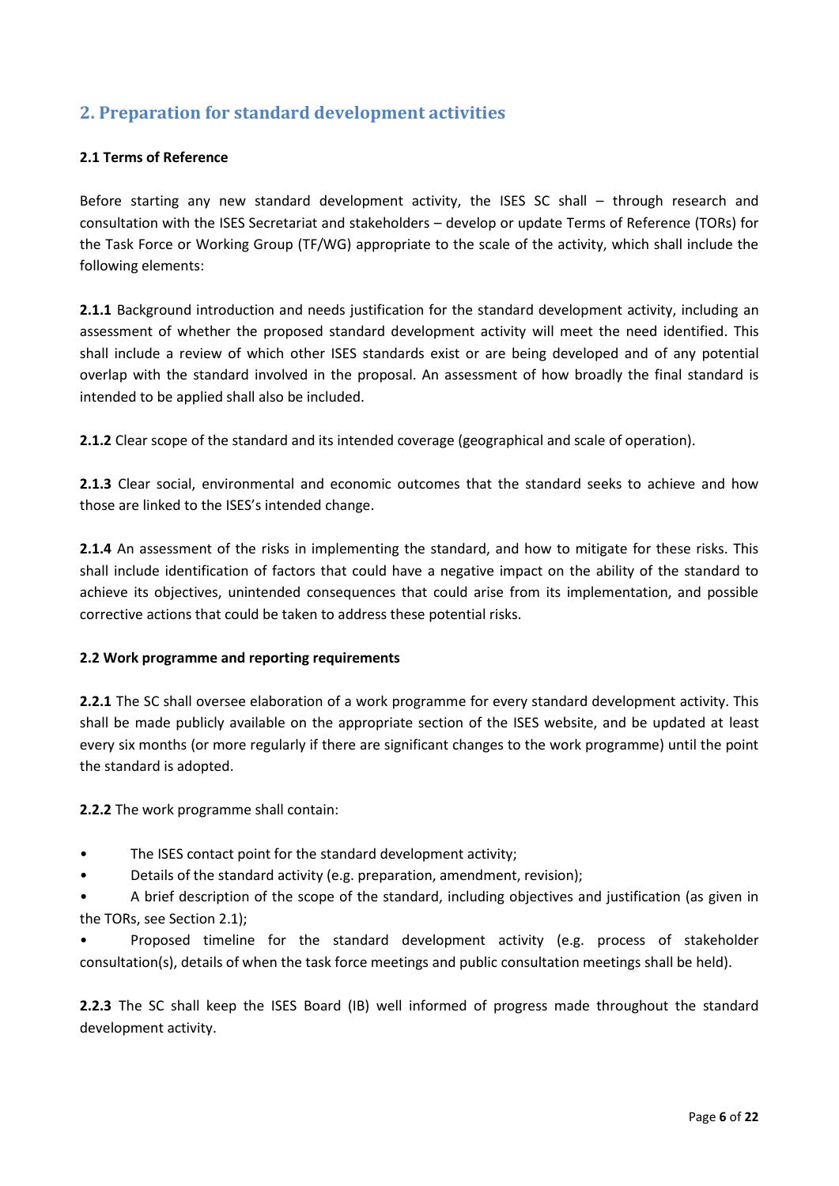## 2. Preparation for standard development activities

### 2.1 Terms of Reference

Before starting any new standard development activity, the ISES SC shall – through research and consultation with the ISES Secretariat and stakeholders – develop or update Terms of Reference (TORs) for the Task Force or Working Group (TF/WG) appropriate to the scale of the activity, which shall include the following elements:

**2.1.1** Background introduction and needs justification for the standard development activity, including an assessment of whether the proposed standard development activity will meet the need identified. This shall include a review of which other ISES standards exist or are being developed and of any potential overlap with the standard involved in the proposal. An assessment of how broadly the final standard is intended to be applied shall also be included.

**2.1.2** Clear scope of the standard and its intended coverage (geographical and scale of operation).

**2.1.3** Clear social, environmental and economic outcomes that the standard seeks to achieve and how those are linked to the ISES's intended change.

**2.1.4** An assessment of the risks in implementing the standard, and how to mitigate for these risks. This shall include identification of factors that could have a negative impact on the ability of the standard to achieve its objectives, unintended consequences that could arise from its implementation, and possible corrective actions that could be taken to address these potential risks.

### 2.2 Work programme and reporting requirements

**2.2.1** The SC shall oversee elaboration of a work programme for every standard development activity. This shall be made publicly available on the appropriate section of the ISES website, and be updated at least every six months (or more regularly if there are significant changes to the work programme) until the point the standard is adopted.

**2.2.2** The work programme shall contain:

- The ISES contact point for the standard development activity;
- Details of the standard activity (e.g. preparation, amendment, revision);
- A brief description of the scope of the standard, including objectives and justification (as given in the TORs, see Section 2.1);
- Proposed timeline for the standard development activity (e.g. process of stakeholder consultation(s), details of when the task force meetings and public consultation meetings shall be held).

**2.2.3** The SC shall keep the ISES Board (IB) well informed of progress made throughout the standard development activity.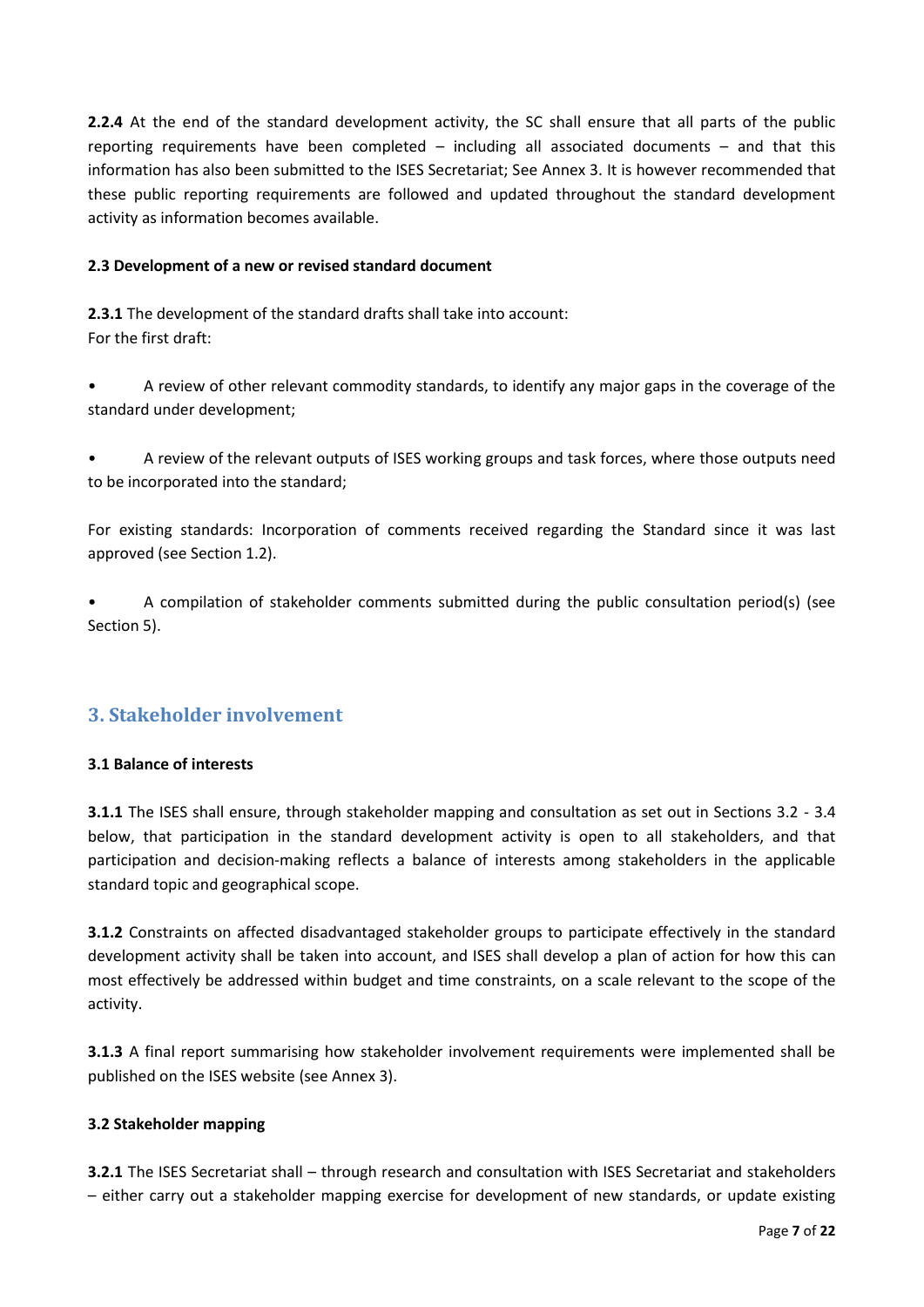**2.2.4** At the end of the standard development activity, the SC shall ensure that all parts of the public reporting requirements have been completed – including all associated documents – and that this information has also been submitted to the ISES Secretariat; See Annex 3. It is however recommended that these public reporting requirements are followed and updated throughout the standard development activity as information becomes available.

**2.3 Development of a new or revised standard document**

**2.3.1** The development of the standard drafts shall take into account:
For the first draft:

- A review of other relevant commodity standards, to identify any major gaps in the coverage of the standard under development;

- A review of the relevant outputs of ISES working groups and task forces, where those outputs need to be incorporated into the standard;

For existing standards: Incorporation of comments received regarding the Standard since it was last approved (see Section 1.2).

- A compilation of stakeholder comments submitted during the public consultation period(s) (see Section 5).

## 3. Stakeholder involvement

**3.1 Balance of interests**

**3.1.1** The ISES shall ensure, through stakeholder mapping and consultation as set out in Sections 3.2 - 3.4 below, that participation in the standard development activity is open to all stakeholders, and that participation and decision-making reflects a balance of interests among stakeholders in the applicable standard topic and geographical scope.

**3.1.2** Constraints on affected disadvantaged stakeholder groups to participate effectively in the standard development activity shall be taken into account, and ISES shall develop a plan of action for how this can most effectively be addressed within budget and time constraints, on a scale relevant to the scope of the activity.

**3.1.3** A final report summarising how stakeholder involvement requirements were implemented shall be published on the ISES website (see Annex 3).

**3.2 Stakeholder mapping**

**3.2.1** The ISES Secretariat shall – through research and consultation with ISES Secretariat and stakeholders – either carry out a stakeholder mapping exercise for development of new standards, or update existing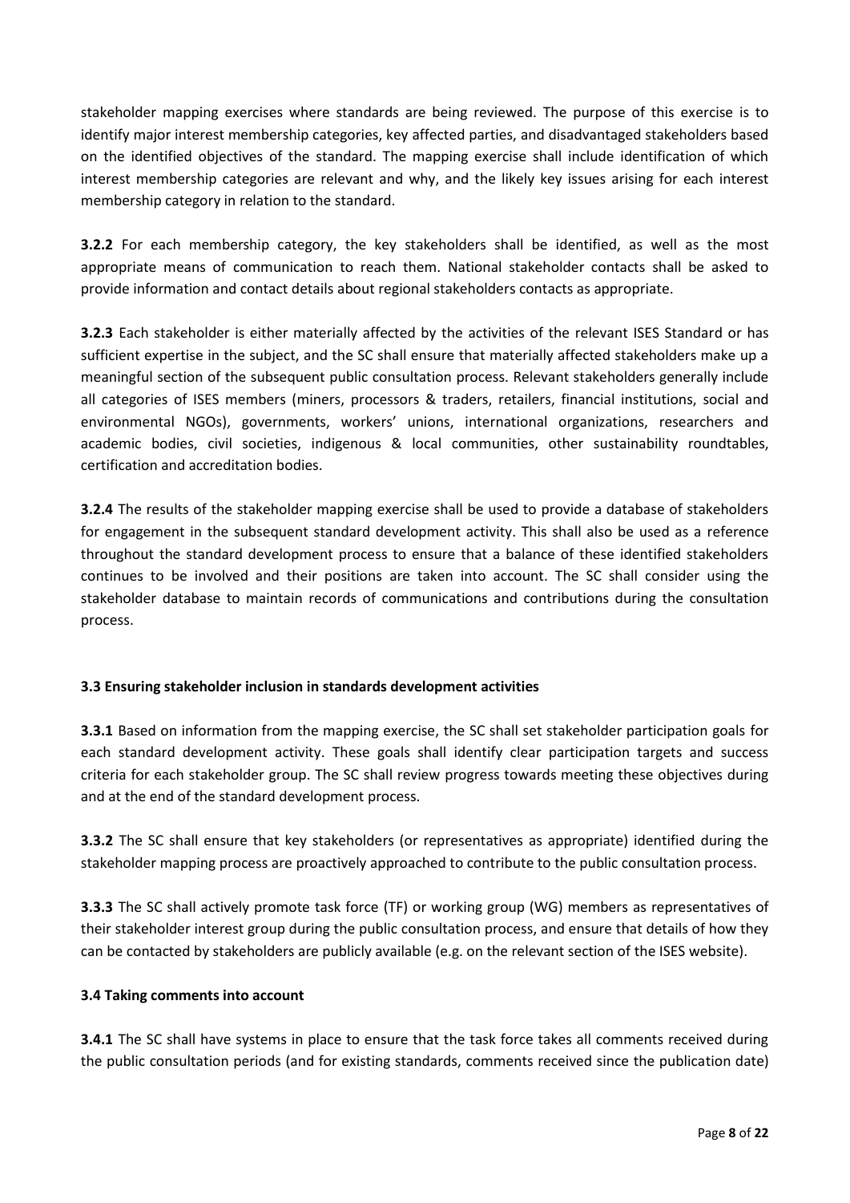stakeholder mapping exercises where standards are being reviewed. The purpose of this exercise is to identify major interest membership categories, key affected parties, and disadvantaged stakeholders based on the identified objectives of the standard. The mapping exercise shall include identification of which interest membership categories are relevant and why, and the likely key issues arising for each interest membership category in relation to the standard.

**3.2.2** For each membership category, the key stakeholders shall be identified, as well as the most appropriate means of communication to reach them. National stakeholder contacts shall be asked to provide information and contact details about regional stakeholders contacts as appropriate.

**3.2.3** Each stakeholder is either materially affected by the activities of the relevant ISES Standard or has sufficient expertise in the subject, and the SC shall ensure that materially affected stakeholders make up a meaningful section of the subsequent public consultation process. Relevant stakeholders generally include all categories of ISES members (miners, processors & traders, retailers, financial institutions, social and environmental NGOs), governments, workers' unions, international organizations, researchers and academic bodies, civil societies, indigenous & local communities, other sustainability roundtables, certification and accreditation bodies.

**3.2.4** The results of the stakeholder mapping exercise shall be used to provide a database of stakeholders for engagement in the subsequent standard development activity. This shall also be used as a reference throughout the standard development process to ensure that a balance of these identified stakeholders continues to be involved and their positions are taken into account. The SC shall consider using the stakeholder database to maintain records of communications and contributions during the consultation process.

### 3.3 Ensuring stakeholder inclusion in standards development activities

**3.3.1** Based on information from the mapping exercise, the SC shall set stakeholder participation goals for each standard development activity. These goals shall identify clear participation targets and success criteria for each stakeholder group. The SC shall review progress towards meeting these objectives during and at the end of the standard development process.

**3.3.2** The SC shall ensure that key stakeholders (or representatives as appropriate) identified during the stakeholder mapping process are proactively approached to contribute to the public consultation process.

**3.3.3** The SC shall actively promote task force (TF) or working group (WG) members as representatives of their stakeholder interest group during the public consultation process, and ensure that details of how they can be contacted by stakeholders are publicly available (e.g. on the relevant section of the ISES website).

### 3.4 Taking comments into account

**3.4.1** The SC shall have systems in place to ensure that the task force takes all comments received during the public consultation periods (and for existing standards, comments received since the publication date)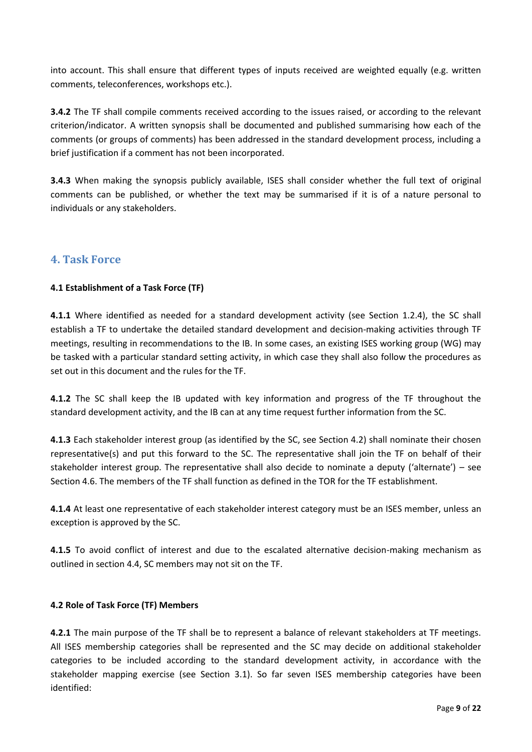into account. This shall ensure that different types of inputs received are weighted equally (e.g. written comments, teleconferences, workshops etc.).

**3.4.2** The TF shall compile comments received according to the issues raised, or according to the relevant criterion/indicator. A written synopsis shall be documented and published summarising how each of the comments (or groups of comments) has been addressed in the standard development process, including a brief justification if a comment has not been incorporated.

**3.4.3** When making the synopsis publicly available, ISES shall consider whether the full text of original comments can be published, or whether the text may be summarised if it is of a nature personal to individuals or any stakeholders.

## 4. Task Force

### 4.1 Establishment of a Task Force (TF)

**4.1.1** Where identified as needed for a standard development activity (see Section 1.2.4), the SC shall establish a TF to undertake the detailed standard development and decision-making activities through TF meetings, resulting in recommendations to the IB. In some cases, an existing ISES working group (WG) may be tasked with a particular standard setting activity, in which case they shall also follow the procedures as set out in this document and the rules for the TF.

**4.1.2** The SC shall keep the IB updated with key information and progress of the TF throughout the standard development activity, and the IB can at any time request further information from the SC.

**4.1.3** Each stakeholder interest group (as identified by the SC, see Section 4.2) shall nominate their chosen representative(s) and put this forward to the SC. The representative shall join the TF on behalf of their stakeholder interest group. The representative shall also decide to nominate a deputy ('alternate') – see Section 4.6. The members of the TF shall function as defined in the TOR for the TF establishment.

**4.1.4** At least one representative of each stakeholder interest category must be an ISES member, unless an exception is approved by the SC.

**4.1.5** To avoid conflict of interest and due to the escalated alternative decision-making mechanism as outlined in section 4.4, SC members may not sit on the TF.

### 4.2 Role of Task Force (TF) Members

**4.2.1** The main purpose of the TF shall be to represent a balance of relevant stakeholders at TF meetings. All ISES membership categories shall be represented and the SC may decide on additional stakeholder categories to be included according to the standard development activity, in accordance with the stakeholder mapping exercise (see Section 3.1). So far seven ISES membership categories have been identified: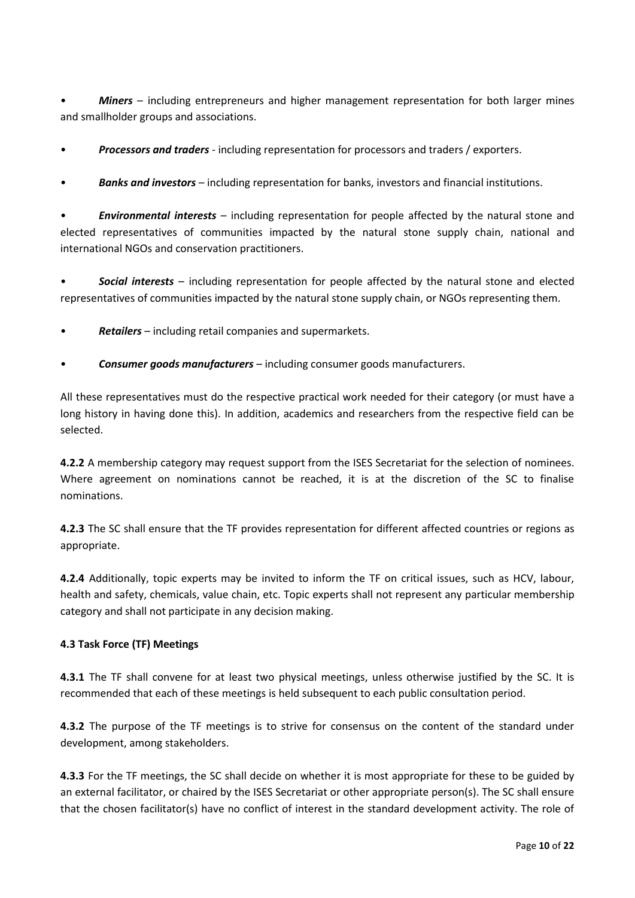- ***Miners*** – including entrepreneurs and higher management representation for both larger mines and smallholder groups and associations.
- ***Processors and traders*** - including representation for processors and traders / exporters.
- ***Banks and investors*** – including representation for banks, investors and financial institutions.
- ***Environmental interests*** – including representation for people affected by the natural stone and elected representatives of communities impacted by the natural stone supply chain, national and international NGOs and conservation practitioners.
- ***Social interests*** – including representation for people affected by the natural stone and elected representatives of communities impacted by the natural stone supply chain, or NGOs representing them.
- ***Retailers*** – including retail companies and supermarkets.
- ***Consumer goods manufacturers*** – including consumer goods manufacturers.

All these representatives must do the respective practical work needed for their category (or must have a long history in having done this). In addition, academics and researchers from the respective field can be selected.

**4.2.2** A membership category may request support from the ISES Secretariat for the selection of nominees. Where agreement on nominations cannot be reached, it is at the discretion of the SC to finalise nominations.

**4.2.3** The SC shall ensure that the TF provides representation for different affected countries or regions as appropriate.

**4.2.4** Additionally, topic experts may be invited to inform the TF on critical issues, such as HCV, labour, health and safety, chemicals, value chain, etc. Topic experts shall not represent any particular membership category and shall not participate in any decision making.

**4.3 Task Force (TF) Meetings**

**4.3.1** The TF shall convene for at least two physical meetings, unless otherwise justified by the SC. It is recommended that each of these meetings is held subsequent to each public consultation period.

**4.3.2** The purpose of the TF meetings is to strive for consensus on the content of the standard under development, among stakeholders.

**4.3.3** For the TF meetings, the SC shall decide on whether it is most appropriate for these to be guided by an external facilitator, or chaired by the ISES Secretariat or other appropriate person(s). The SC shall ensure that the chosen facilitator(s) have no conflict of interest in the standard development activity. The role of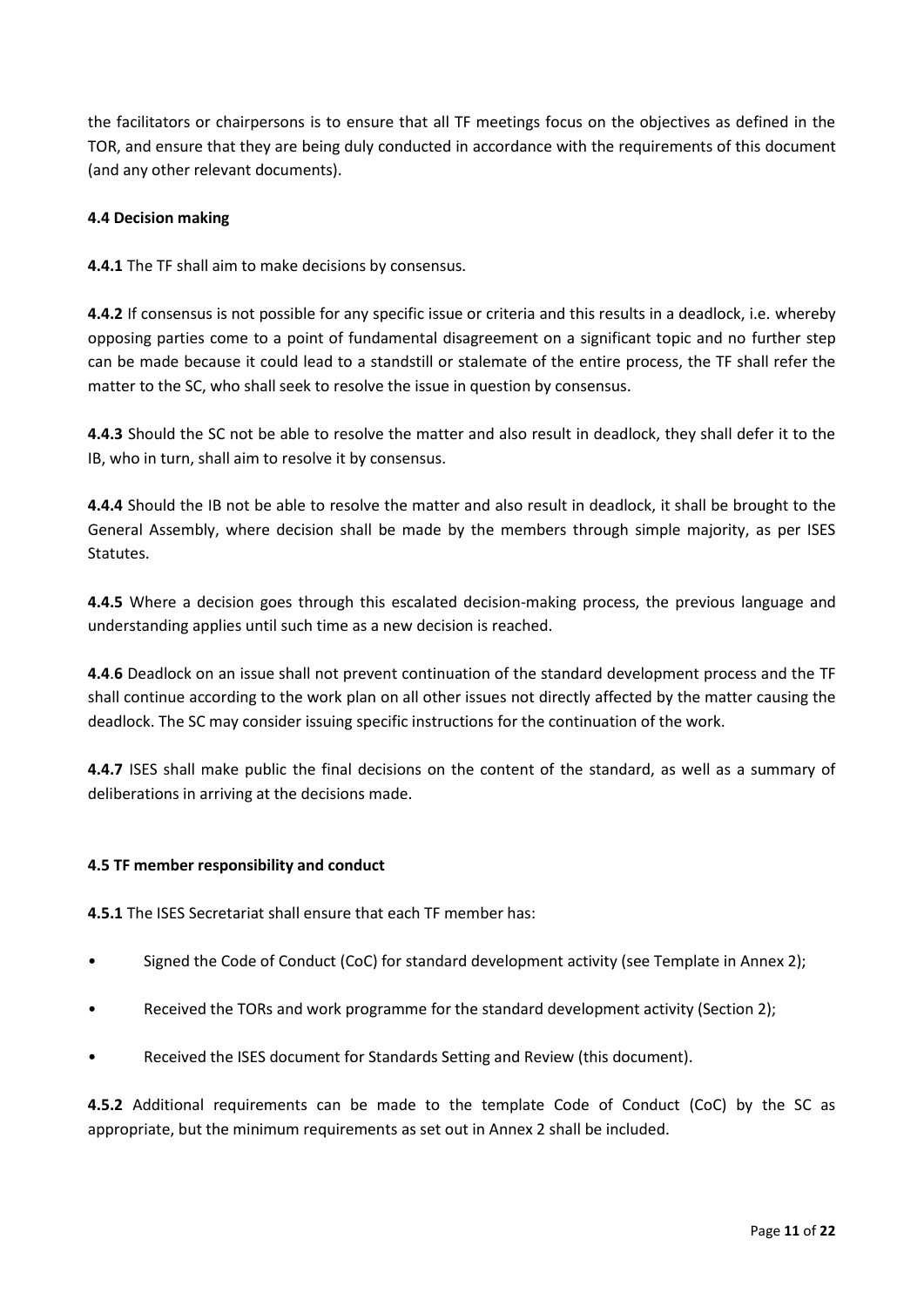the facilitators or chairpersons is to ensure that all TF meetings focus on the objectives as defined in the TOR, and ensure that they are being duly conducted in accordance with the requirements of this document (and any other relevant documents).

**4.4 Decision making**

**4.4.1** The TF shall aim to make decisions by consensus.

**4.4.2** If consensus is not possible for any specific issue or criteria and this results in a deadlock, i.e. whereby opposing parties come to a point of fundamental disagreement on a significant topic and no further step can be made because it could lead to a standstill or stalemate of the entire process, the TF shall refer the matter to the SC, who shall seek to resolve the issue in question by consensus.

**4.4.3** Should the SC not be able to resolve the matter and also result in deadlock, they shall defer it to the IB, who in turn, shall aim to resolve it by consensus.

**4.4.4** Should the IB not be able to resolve the matter and also result in deadlock, it shall be brought to the General Assembly, where decision shall be made by the members through simple majority, as per ISES Statutes.

**4.4.5** Where a decision goes through this escalated decision-making process, the previous language and understanding applies until such time as a new decision is reached.

**4.4.6** Deadlock on an issue shall not prevent continuation of the standard development process and the TF shall continue according to the work plan on all other issues not directly affected by the matter causing the deadlock. The SC may consider issuing specific instructions for the continuation of the work.

**4.4.7** ISES shall make public the final decisions on the content of the standard, as well as a summary of deliberations in arriving at the decisions made.

**4.5 TF member responsibility and conduct**

**4.5.1** The ISES Secretariat shall ensure that each TF member has:

- Signed the Code of Conduct (CoC) for standard development activity (see Template in Annex 2);
- Received the TORs and work programme for the standard development activity (Section 2);
- Received the ISES document for Standards Setting and Review (this document).

**4.5.2** Additional requirements can be made to the template Code of Conduct (CoC) by the SC as appropriate, but the minimum requirements as set out in Annex 2 shall be included.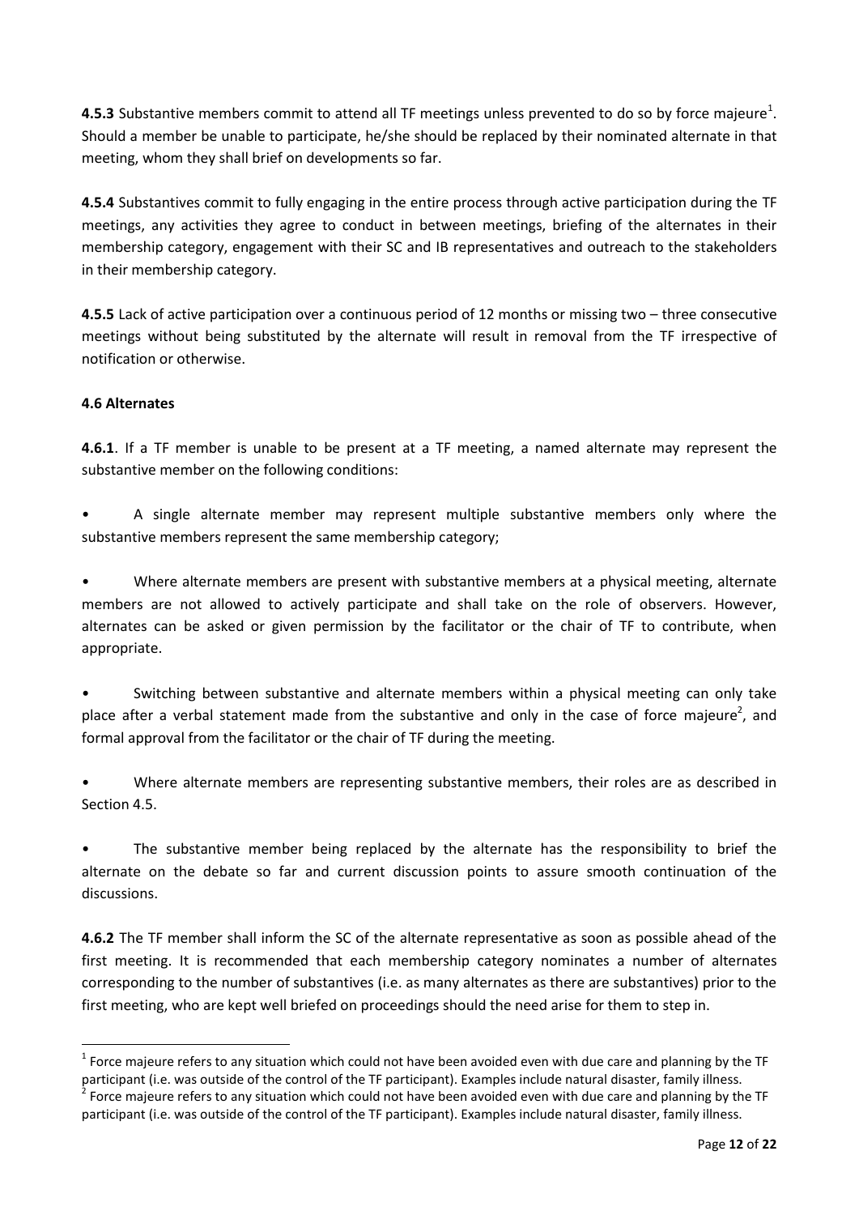**4.5.3** Substantive members commit to attend all TF meetings unless prevented to do so by force majeure[1]. Should a member be unable to participate, he/she should be replaced by their nominated alternate in that meeting, whom they shall brief on developments so far.

**4.5.4** Substantives commit to fully engaging in the entire process through active participation during the TF meetings, any activities they agree to conduct in between meetings, briefing of the alternates in their membership category, engagement with their SC and IB representatives and outreach to the stakeholders in their membership category.

**4.5.5** Lack of active participation over a continuous period of 12 months or missing two – three consecutive meetings without being substituted by the alternate will result in removal from the TF irrespective of notification or otherwise.

**4.6 Alternates**

**4.6.1**. If a TF member is unable to be present at a TF meeting, a named alternate may represent the substantive member on the following conditions:

- A single alternate member may represent multiple substantive members only where the substantive members represent the same membership category;
- Where alternate members are present with substantive members at a physical meeting, alternate members are not allowed to actively participate and shall take on the role of observers. However, alternates can be asked or given permission by the facilitator or the chair of TF to contribute, when appropriate.
- Switching between substantive and alternate members within a physical meeting can only take place after a verbal statement made from the substantive and only in the case of force majeure[2], and formal approval from the facilitator or the chair of TF during the meeting.
- Where alternate members are representing substantive members, their roles are as described in Section 4.5.
- The substantive member being replaced by the alternate has the responsibility to brief the alternate on the debate so far and current discussion points to assure smooth continuation of the discussions.

**4.6.2** The TF member shall inform the SC of the alternate representative as soon as possible ahead of the first meeting. It is recommended that each membership category nominates a number of alternates corresponding to the number of substantives (i.e. as many alternates as there are substantives) prior to the first meeting, who are kept well briefed on proceedings should the need arise for them to step in.

[1] Force majeure refers to any situation which could not have been avoided even with due care and planning by the TF participant (i.e. was outside of the control of the TF participant). Examples include natural disaster, family illness.

[2] Force majeure refers to any situation which could not have been avoided even with due care and planning by the TF participant (i.e. was outside of the control of the TF participant). Examples include natural disaster, family illness.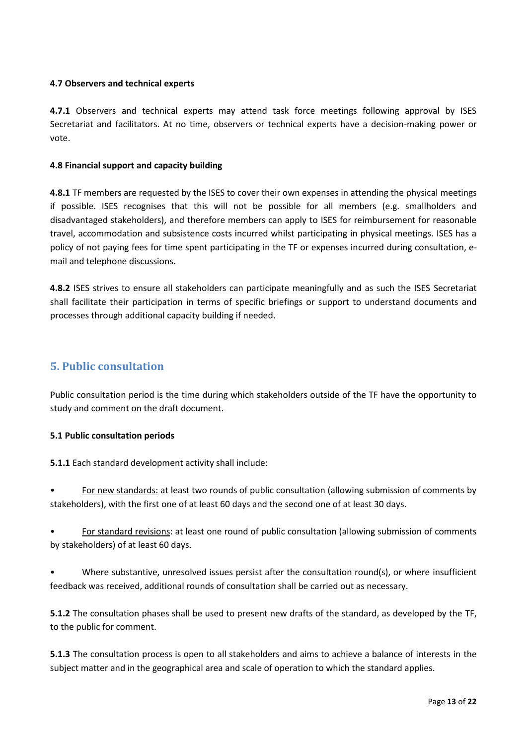#### 4.7 Observers and technical experts

**4.7.1** Observers and technical experts may attend task force meetings following approval by ISES Secretariat and facilitators. At no time, observers or technical experts have a decision-making power or vote.

#### 4.8 Financial support and capacity building

**4.8.1** TF members are requested by the ISES to cover their own expenses in attending the physical meetings if possible. ISES recognises that this will not be possible for all members (e.g. smallholders and disadvantaged stakeholders), and therefore members can apply to ISES for reimbursement for reasonable travel, accommodation and subsistence costs incurred whilst participating in physical meetings. ISES has a policy of not paying fees for time spent participating in the TF or expenses incurred during consultation, e-mail and telephone discussions.

**4.8.2** ISES strives to ensure all stakeholders can participate meaningfully and as such the ISES Secretariat shall facilitate their participation in terms of specific briefings or support to understand documents and processes through additional capacity building if needed.

## 5. Public consultation

Public consultation period is the time during which stakeholders outside of the TF have the opportunity to study and comment on the draft document.

#### 5.1 Public consultation periods

**5.1.1** Each standard development activity shall include:

- For new standards: at least two rounds of public consultation (allowing submission of comments by stakeholders), with the first one of at least 60 days and the second one of at least 30 days.
- For standard revisions: at least one round of public consultation (allowing submission of comments by stakeholders) of at least 60 days.
- Where substantive, unresolved issues persist after the consultation round(s), or where insufficient feedback was received, additional rounds of consultation shall be carried out as necessary.

**5.1.2** The consultation phases shall be used to present new drafts of the standard, as developed by the TF, to the public for comment.

**5.1.3** The consultation process is open to all stakeholders and aims to achieve a balance of interests in the subject matter and in the geographical area and scale of operation to which the standard applies.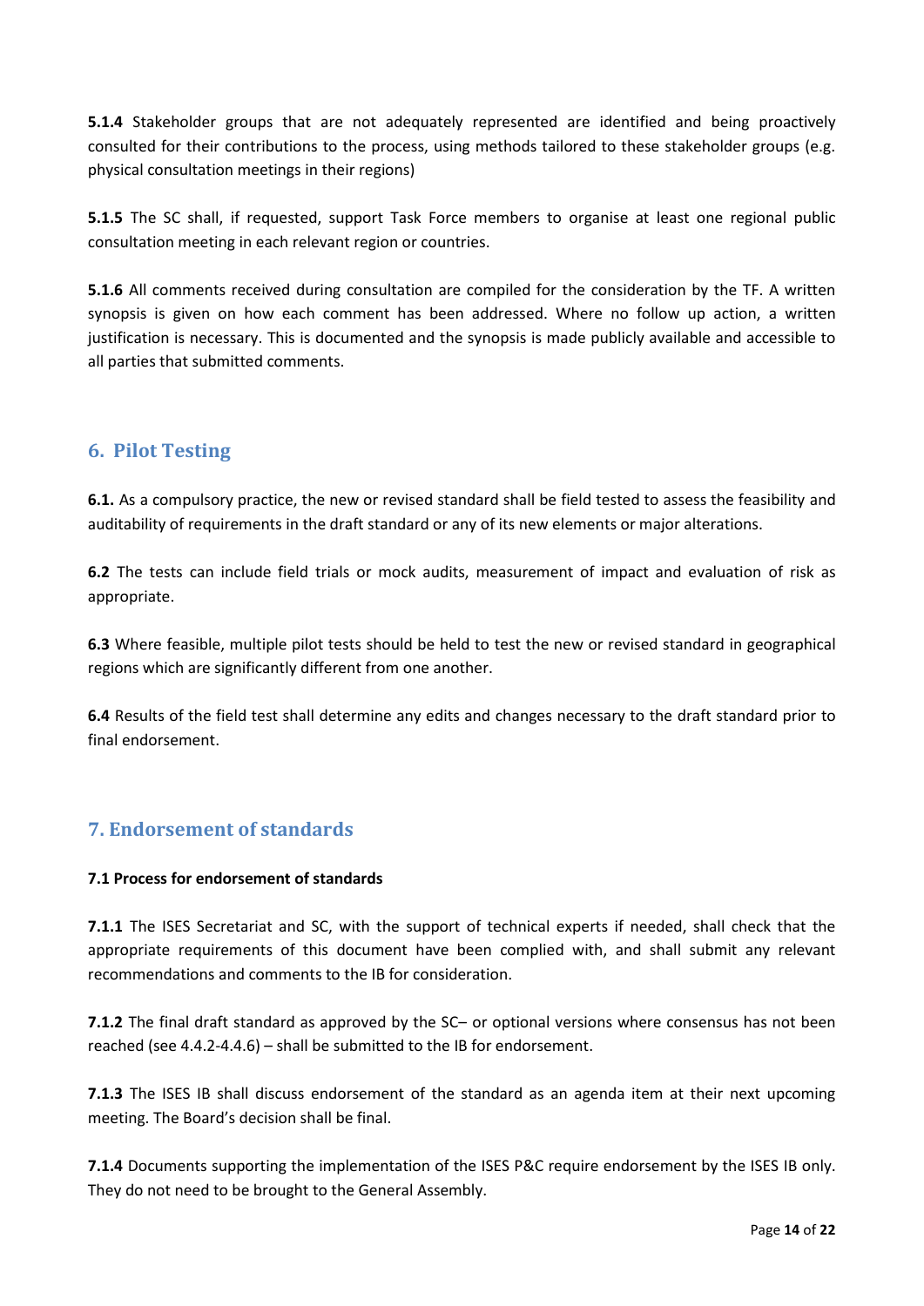**5.1.4** Stakeholder groups that are not adequately represented are identified and being proactively consulted for their contributions to the process, using methods tailored to these stakeholder groups (e.g. physical consultation meetings in their regions)

**5.1.5** The SC shall, if requested, support Task Force members to organise at least one regional public consultation meeting in each relevant region or countries.

**5.1.6** All comments received during consultation are compiled for the consideration by the TF. A written synopsis is given on how each comment has been addressed. Where no follow up action, a written justification is necessary. This is documented and the synopsis is made publicly available and accessible to all parties that submitted comments.

## 6. Pilot Testing

**6.1.** As a compulsory practice, the new or revised standard shall be field tested to assess the feasibility and auditability of requirements in the draft standard or any of its new elements or major alterations.

**6.2** The tests can include field trials or mock audits, measurement of impact and evaluation of risk as appropriate.

**6.3** Where feasible, multiple pilot tests should be held to test the new or revised standard in geographical regions which are significantly different from one another.

**6.4** Results of the field test shall determine any edits and changes necessary to the draft standard prior to final endorsement.

## 7. Endorsement of standards

### 7.1 Process for endorsement of standards

**7.1.1** The ISES Secretariat and SC, with the support of technical experts if needed, shall check that the appropriate requirements of this document have been complied with, and shall submit any relevant recommendations and comments to the IB for consideration.

**7.1.2** The final draft standard as approved by the SC– or optional versions where consensus has not been reached (see 4.4.2-4.4.6) – shall be submitted to the IB for endorsement.

**7.1.3** The ISES IB shall discuss endorsement of the standard as an agenda item at their next upcoming meeting. The Board's decision shall be final.

**7.1.4** Documents supporting the implementation of the ISES P&C require endorsement by the ISES IB only. They do not need to be brought to the General Assembly.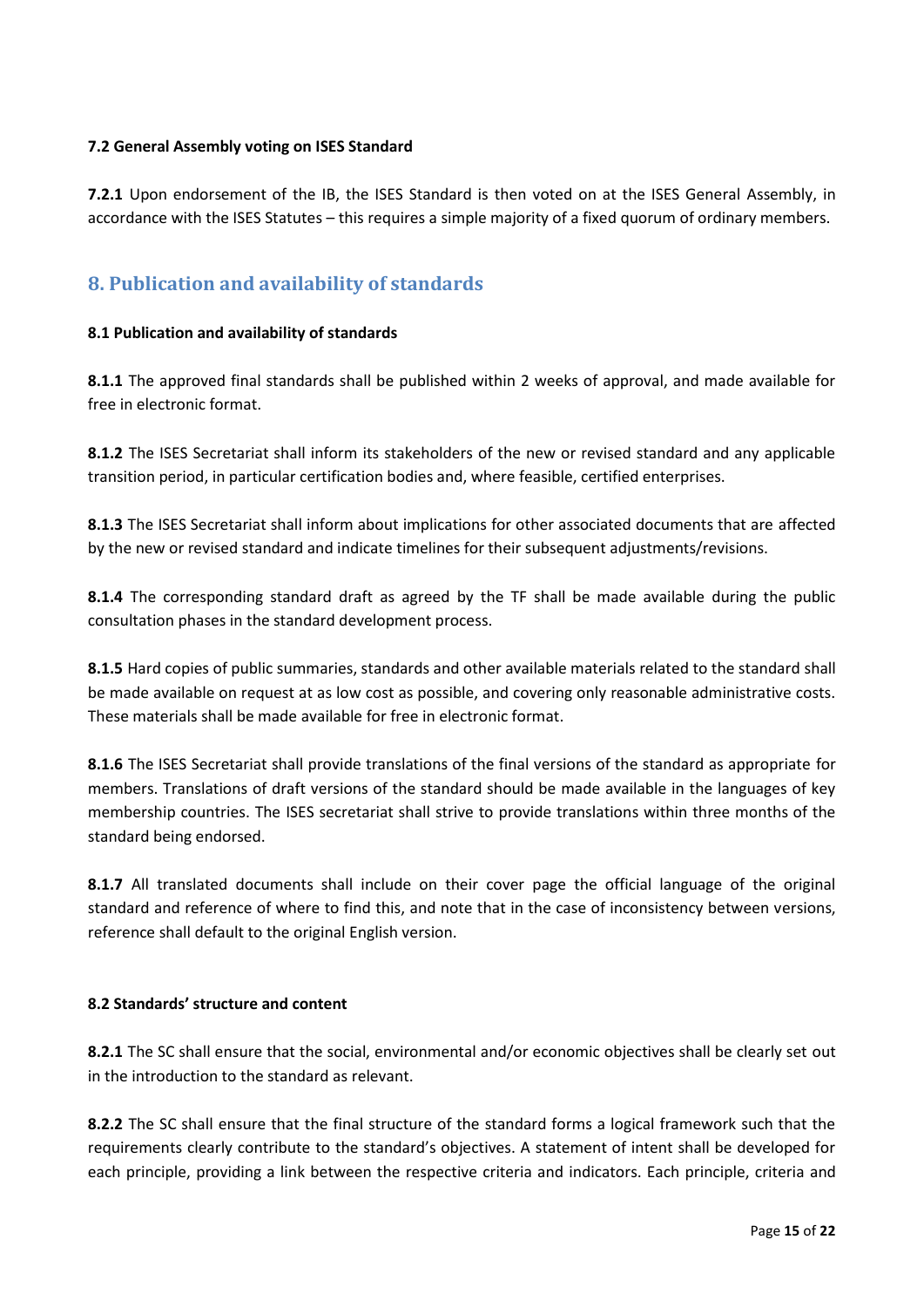### 7.2 General Assembly voting on ISES Standard

**7.2.1** Upon endorsement of the IB, the ISES Standard is then voted on at the ISES General Assembly, in accordance with the ISES Statutes – this requires a simple majority of a fixed quorum of ordinary members.

## 8. Publication and availability of standards

### 8.1 Publication and availability of standards

**8.1.1** The approved final standards shall be published within 2 weeks of approval, and made available for free in electronic format.

**8.1.2** The ISES Secretariat shall inform its stakeholders of the new or revised standard and any applicable transition period, in particular certification bodies and, where feasible, certified enterprises.

**8.1.3** The ISES Secretariat shall inform about implications for other associated documents that are affected by the new or revised standard and indicate timelines for their subsequent adjustments/revisions.

**8.1.4** The corresponding standard draft as agreed by the TF shall be made available during the public consultation phases in the standard development process.

**8.1.5** Hard copies of public summaries, standards and other available materials related to the standard shall be made available on request at as low cost as possible, and covering only reasonable administrative costs. These materials shall be made available for free in electronic format.

**8.1.6** The ISES Secretariat shall provide translations of the final versions of the standard as appropriate for members. Translations of draft versions of the standard should be made available in the languages of key membership countries. The ISES secretariat shall strive to provide translations within three months of the standard being endorsed.

**8.1.7** All translated documents shall include on their cover page the official language of the original standard and reference of where to find this, and note that in the case of inconsistency between versions, reference shall default to the original English version.

### 8.2 Standards' structure and content

**8.2.1** The SC shall ensure that the social, environmental and/or economic objectives shall be clearly set out in the introduction to the standard as relevant.

**8.2.2** The SC shall ensure that the final structure of the standard forms a logical framework such that the requirements clearly contribute to the standard's objectives. A statement of intent shall be developed for each principle, providing a link between the respective criteria and indicators. Each principle, criteria and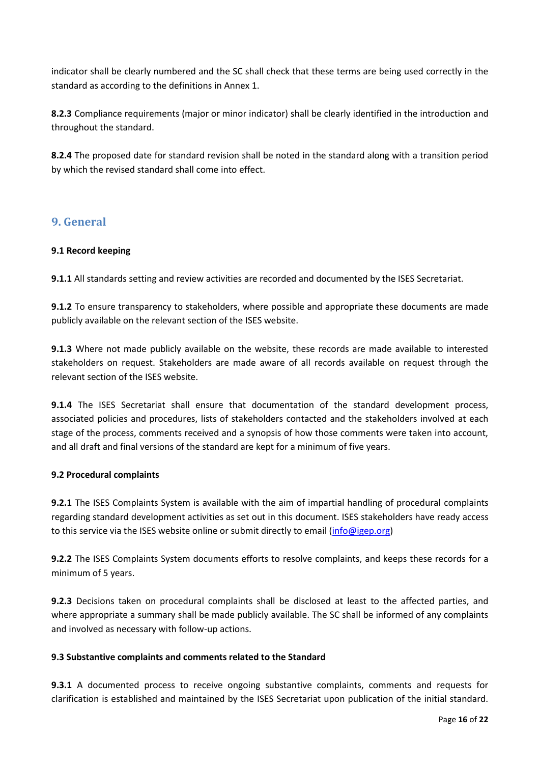indicator shall be clearly numbered and the SC shall check that these terms are being used correctly in the standard as according to the definitions in Annex 1.

**8.2.3** Compliance requirements (major or minor indicator) shall be clearly identified in the introduction and throughout the standard.

**8.2.4** The proposed date for standard revision shall be noted in the standard along with a transition period by which the revised standard shall come into effect.

## 9. General

**9.1 Record keeping**

**9.1.1** All standards setting and review activities are recorded and documented by the ISES Secretariat.

**9.1.2** To ensure transparency to stakeholders, where possible and appropriate these documents are made publicly available on the relevant section of the ISES website.

**9.1.3** Where not made publicly available on the website, these records are made available to interested stakeholders on request. Stakeholders are made aware of all records available on request through the relevant section of the ISES website.

**9.1.4** The ISES Secretariat shall ensure that documentation of the standard development process, associated policies and procedures, lists of stakeholders contacted and the stakeholders involved at each stage of the process, comments received and a synopsis of how those comments were taken into account, and all draft and final versions of the standard are kept for a minimum of five years.

**9.2 Procedural complaints**

**9.2.1** The ISES Complaints System is available with the aim of impartial handling of procedural complaints regarding standard development activities as set out in this document. ISES stakeholders have ready access to this service via the ISES website online or submit directly to email (info@igep.org)

**9.2.2** The ISES Complaints System documents efforts to resolve complaints, and keeps these records for a minimum of 5 years.

**9.2.3** Decisions taken on procedural complaints shall be disclosed at least to the affected parties, and where appropriate a summary shall be made publicly available. The SC shall be informed of any complaints and involved as necessary with follow-up actions.

**9.3 Substantive complaints and comments related to the Standard**

**9.3.1** A documented process to receive ongoing substantive complaints, comments and requests for clarification is established and maintained by the ISES Secretariat upon publication of the initial standard.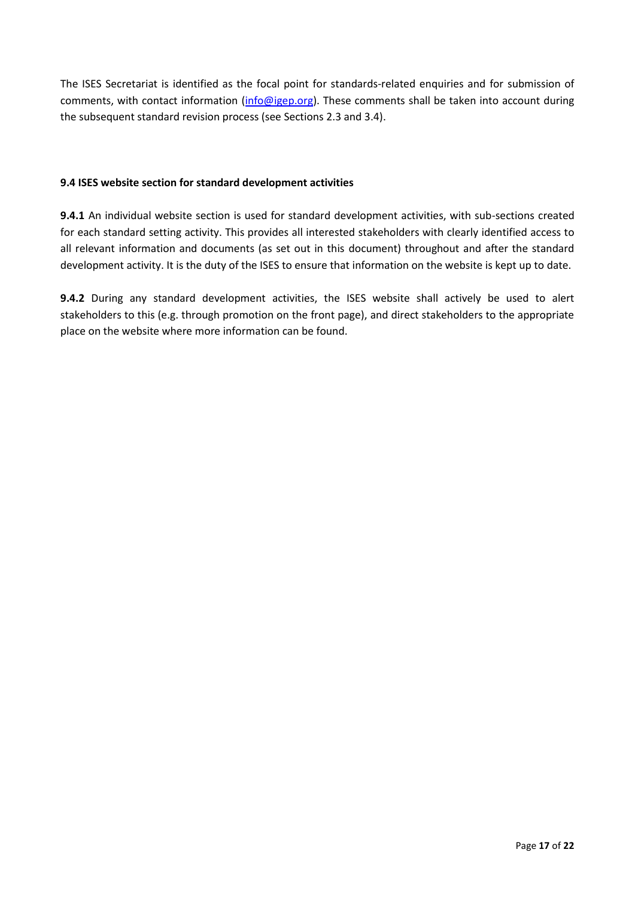The ISES Secretariat is identified as the focal point for standards-related enquiries and for submission of comments, with contact information (info@igep.org). These comments shall be taken into account during the subsequent standard revision process (see Sections 2.3 and 3.4).

### 9.4 ISES website section for standard development activities

**9.4.1** An individual website section is used for standard development activities, with sub-sections created for each standard setting activity. This provides all interested stakeholders with clearly identified access to all relevant information and documents (as set out in this document) throughout and after the standard development activity. It is the duty of the ISES to ensure that information on the website is kept up to date.

**9.4.2** During any standard development activities, the ISES website shall actively be used to alert stakeholders to this (e.g. through promotion on the front page), and direct stakeholders to the appropriate place on the website where more information can be found.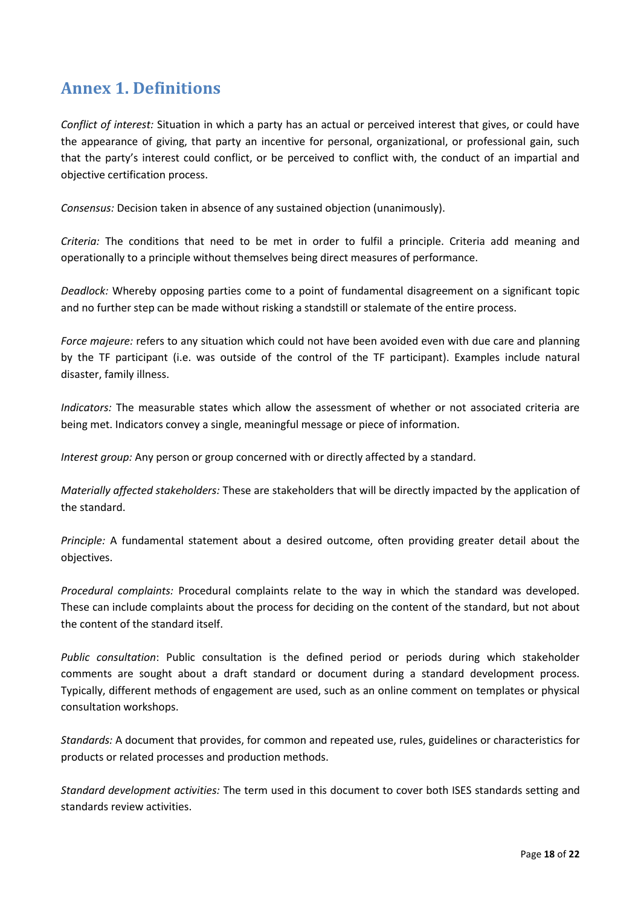# Annex 1. Definitions

*Conflict of interest:* Situation in which a party has an actual or perceived interest that gives, or could have the appearance of giving, that party an incentive for personal, organizational, or professional gain, such that the party's interest could conflict, or be perceived to conflict with, the conduct of an impartial and objective certification process.

*Consensus:* Decision taken in absence of any sustained objection (unanimously).

*Criteria:* The conditions that need to be met in order to fulfil a principle. Criteria add meaning and operationally to a principle without themselves being direct measures of performance.

*Deadlock:* Whereby opposing parties come to a point of fundamental disagreement on a significant topic and no further step can be made without risking a standstill or stalemate of the entire process.

*Force majeure:* refers to any situation which could not have been avoided even with due care and planning by the TF participant (i.e. was outside of the control of the TF participant). Examples include natural disaster, family illness.

*Indicators:* The measurable states which allow the assessment of whether or not associated criteria are being met. Indicators convey a single, meaningful message or piece of information.

*Interest group:* Any person or group concerned with or directly affected by a standard.

*Materially affected stakeholders:* These are stakeholders that will be directly impacted by the application of the standard.

*Principle:* A fundamental statement about a desired outcome, often providing greater detail about the objectives.

*Procedural complaints:* Procedural complaints relate to the way in which the standard was developed. These can include complaints about the process for deciding on the content of the standard, but not about the content of the standard itself.

*Public consultation*: Public consultation is the defined period or periods during which stakeholder comments are sought about a draft standard or document during a standard development process. Typically, different methods of engagement are used, such as an online comment on templates or physical consultation workshops.

*Standards:* A document that provides, for common and repeated use, rules, guidelines or characteristics for products or related processes and production methods.

*Standard development activities:* The term used in this document to cover both ISES standards setting and standards review activities.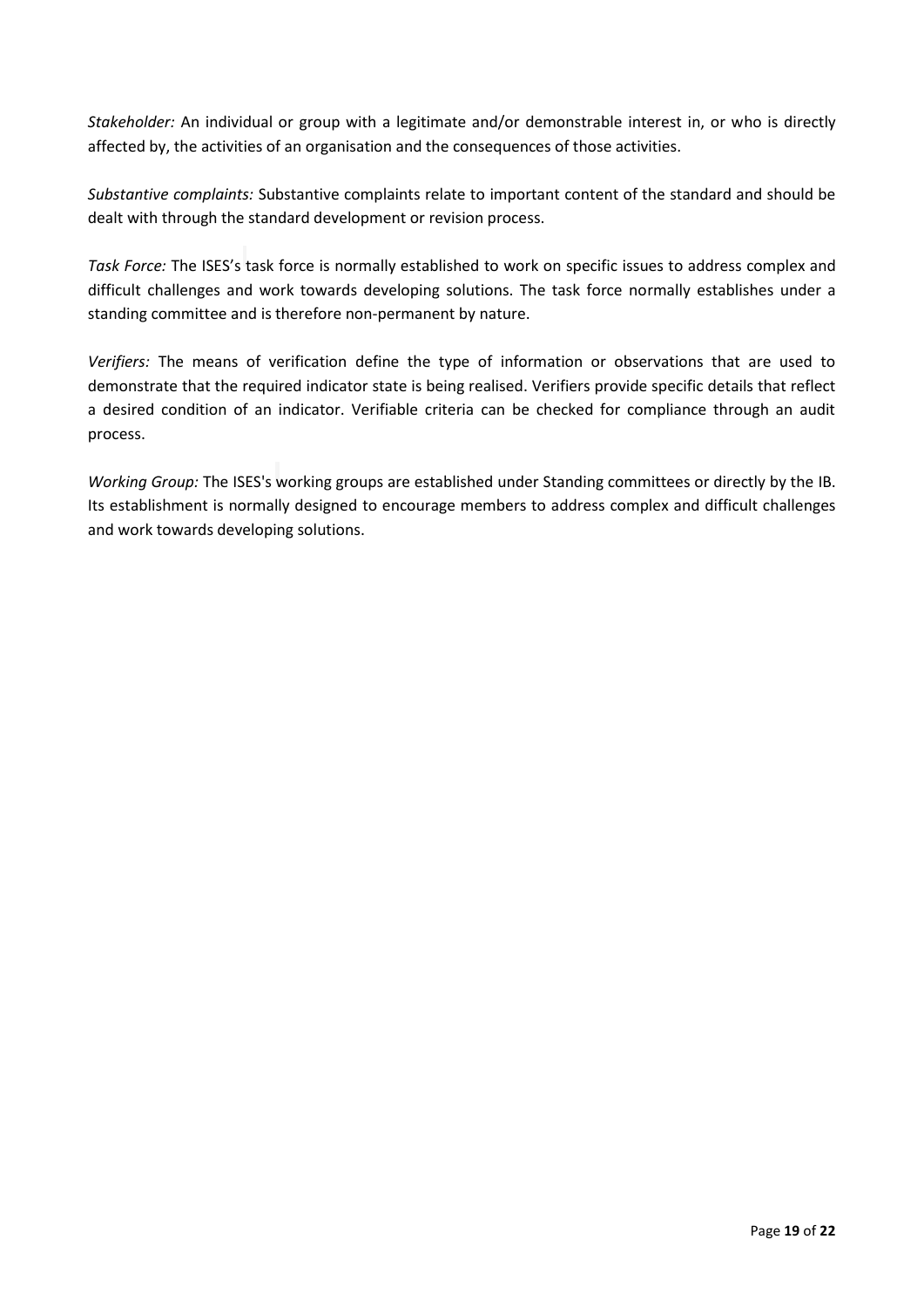*Stakeholder:* An individual or group with a legitimate and/or demonstrable interest in, or who is directly affected by, the activities of an organisation and the consequences of those activities.

*Substantive complaints:* Substantive complaints relate to important content of the standard and should be dealt with through the standard development or revision process.

*Task Force:* The ISES's task force is normally established to work on specific issues to address complex and difficult challenges and work towards developing solutions. The task force normally establishes under a standing committee and is therefore non-permanent by nature.

*Verifiers:* The means of verification define the type of information or observations that are used to demonstrate that the required indicator state is being realised. Verifiers provide specific details that reflect a desired condition of an indicator. Verifiable criteria can be checked for compliance through an audit process.

*Working Group:* The ISES's working groups are established under Standing committees or directly by the IB. Its establishment is normally designed to encourage members to address complex and difficult challenges and work towards developing solutions.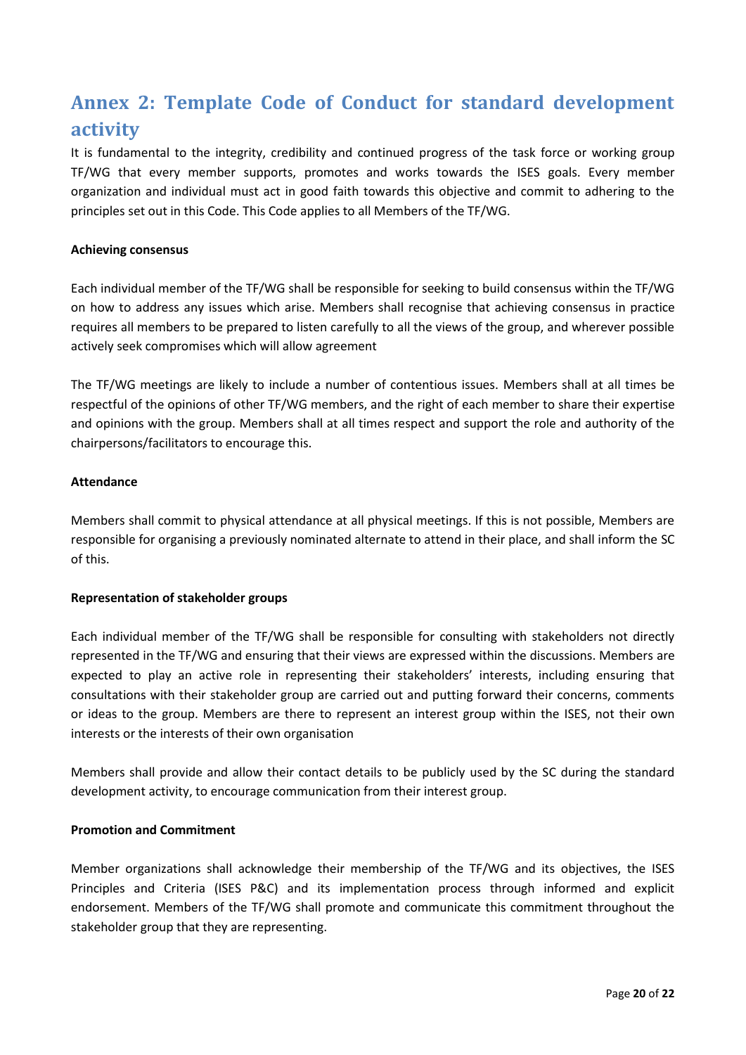## Annex 2: Template Code of Conduct for standard development activity

It is fundamental to the integrity, credibility and continued progress of the task force or working group TF/WG that every member supports, promotes and works towards the ISES goals. Every member organization and individual must act in good faith towards this objective and commit to adhering to the principles set out in this Code. This Code applies to all Members of the TF/WG.

**Achieving consensus**

Each individual member of the TF/WG shall be responsible for seeking to build consensus within the TF/WG on how to address any issues which arise. Members shall recognise that achieving consensus in practice requires all members to be prepared to listen carefully to all the views of the group, and wherever possible actively seek compromises which will allow agreement

The TF/WG meetings are likely to include a number of contentious issues. Members shall at all times be respectful of the opinions of other TF/WG members, and the right of each member to share their expertise and opinions with the group. Members shall at all times respect and support the role and authority of the chairpersons/facilitators to encourage this.

**Attendance**

Members shall commit to physical attendance at all physical meetings. If this is not possible, Members are responsible for organising a previously nominated alternate to attend in their place, and shall inform the SC of this.

**Representation of stakeholder groups**

Each individual member of the TF/WG shall be responsible for consulting with stakeholders not directly represented in the TF/WG and ensuring that their views are expressed within the discussions. Members are expected to play an active role in representing their stakeholders' interests, including ensuring that consultations with their stakeholder group are carried out and putting forward their concerns, comments or ideas to the group. Members are there to represent an interest group within the ISES, not their own interests or the interests of their own organisation

Members shall provide and allow their contact details to be publicly used by the SC during the standard development activity, to encourage communication from their interest group.

**Promotion and Commitment**

Member organizations shall acknowledge their membership of the TF/WG and its objectives, the ISES Principles and Criteria (ISES P&C) and its implementation process through informed and explicit endorsement. Members of the TF/WG shall promote and communicate this commitment throughout the stakeholder group that they are representing.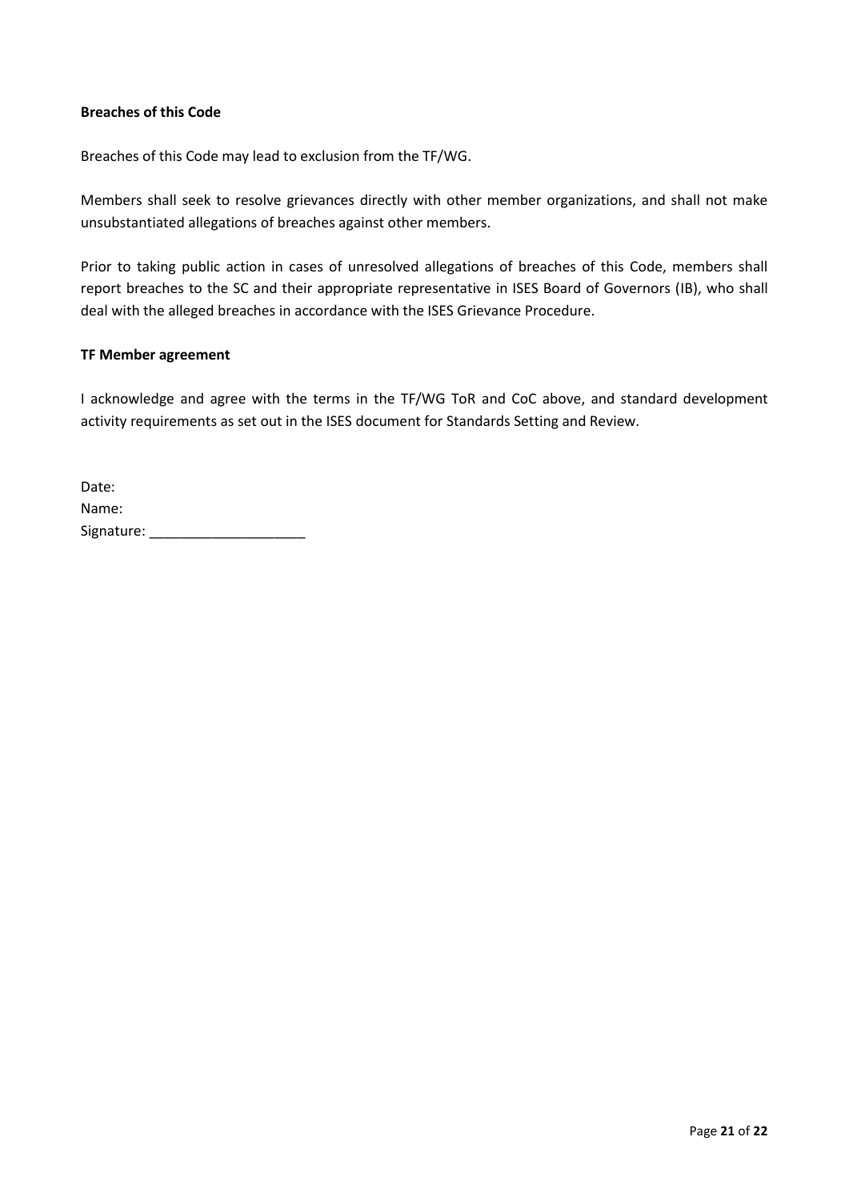**Breaches of this Code**

Breaches of this Code may lead to exclusion from the TF/WG.

Members shall seek to resolve grievances directly with other member organizations, and shall not make unsubstantiated allegations of breaches against other members.

Prior to taking public action in cases of unresolved allegations of breaches of this Code, members shall report breaches to the SC and their appropriate representative in ISES Board of Governors (IB), who shall deal with the alleged breaches in accordance with the ISES Grievance Procedure.

**TF Member agreement**

I acknowledge and agree with the terms in the TF/WG ToR and CoC above, and standard development activity requirements as set out in the ISES document for Standards Setting and Review.

Date:
Name:
Signature: ____________________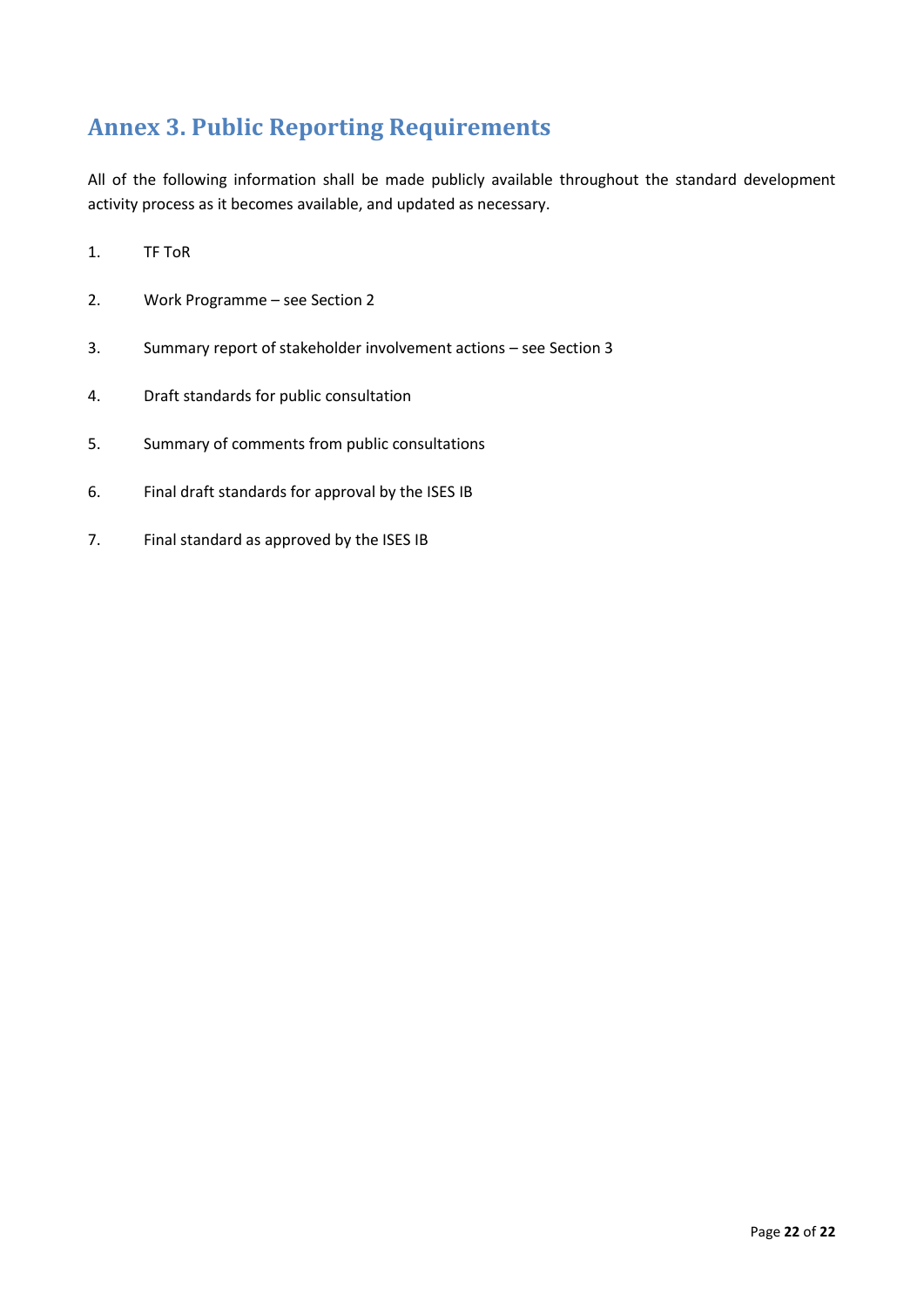# Annex 3. Public Reporting Requirements

All of the following information shall be made publicly available throughout the standard development activity process as it becomes available, and updated as necessary.

1. TF ToR
2. Work Programme – see Section 2
3. Summary report of stakeholder involvement actions – see Section 3
4. Draft standards for public consultation
5. Summary of comments from public consultations
6. Final draft standards for approval by the ISES IB
7. Final standard as approved by the ISES IB